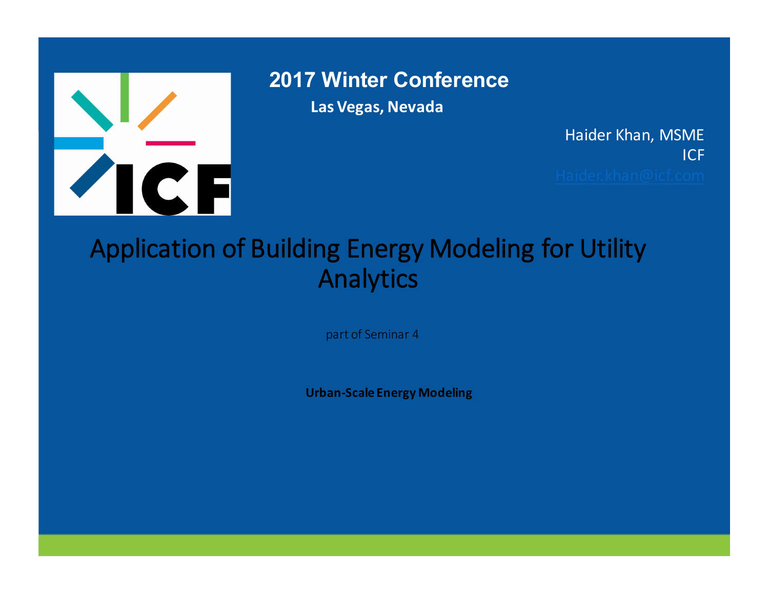**2017 Winter Conference**

**Las Vegas, Nevada**

Haider Khan, MSME
ICF
Haider.khan@icf.com

# Application of Building Energy Modeling for Utility Analytics

part of Seminar 4

**Urban-Scale Energy Modeling**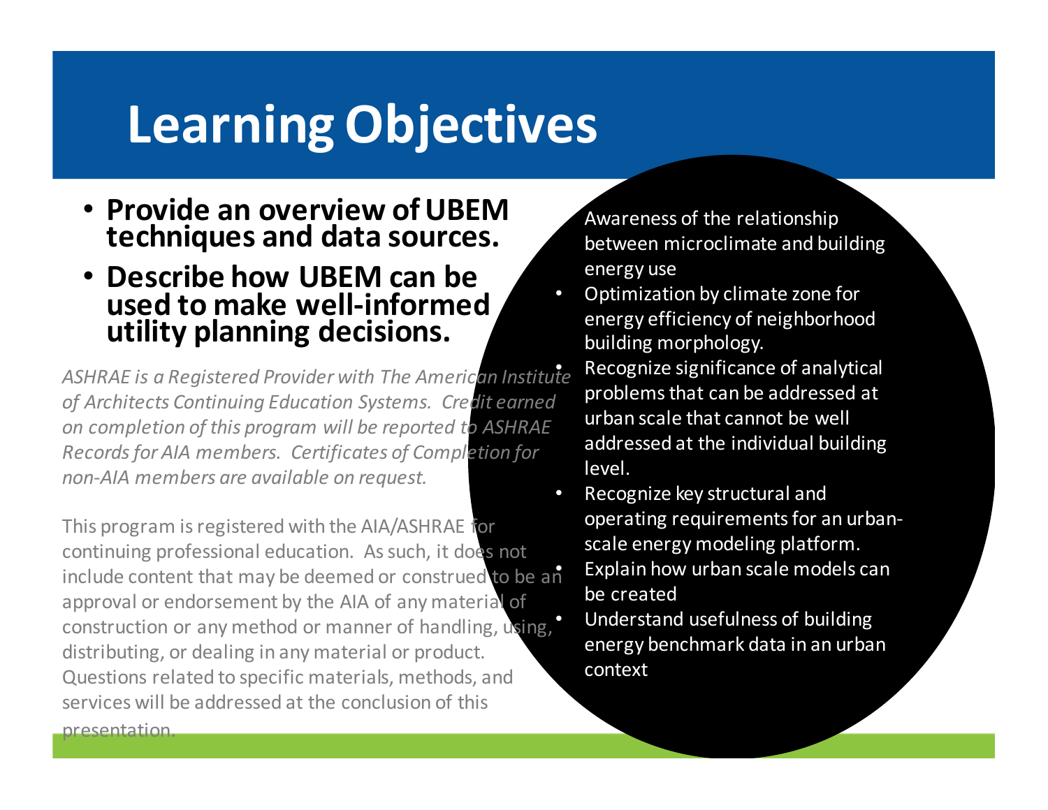# Learning Objectives

- **Provide an overview of UBEM techniques and data sources.**
- **Describe how UBEM can be used to make well-informed utility planning decisions.**

*ASHRAE is a Registered Provider with The American Institute of Architects Continuing Education Systems. Credit earned on completion of this program will be reported to ASHRAE Records for AIA members. Certificates of Completion for non-AIA members are available on request.*

This program is registered with the AIA/ASHRAE for continuing professional education. As such, it does not include content that may be deemed or construed to be an approval or endorsement by the AIA of any material of construction or any method or manner of handling, using, distributing, or dealing in any material or product. Questions related to specific materials, methods, and services will be addressed at the conclusion of this presentation.

- Awareness of the relationship between microclimate and building energy use
- Optimization by climate zone for energy efficiency of neighborhood building morphology.
- Recognize significance of analytical problems that can be addressed at urban scale that cannot be well addressed at the individual building level.
- Recognize key structural and operating requirements for an urban-scale energy modeling platform.
- Explain how urban scale models can be created
- Understand usefulness of building energy benchmark data in an urban context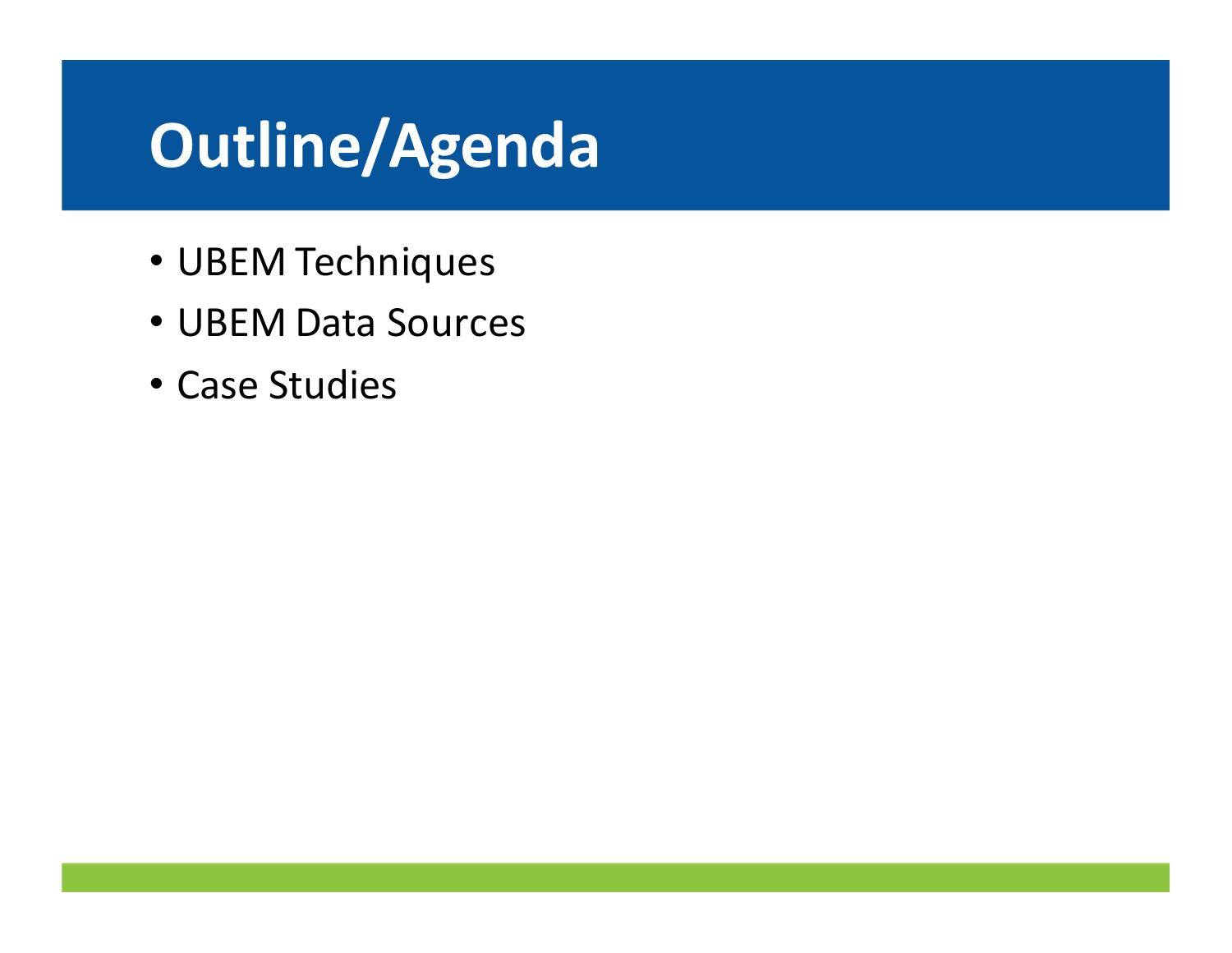# Outline/Agenda

- UBEM Techniques
- UBEM Data Sources
- Case Studies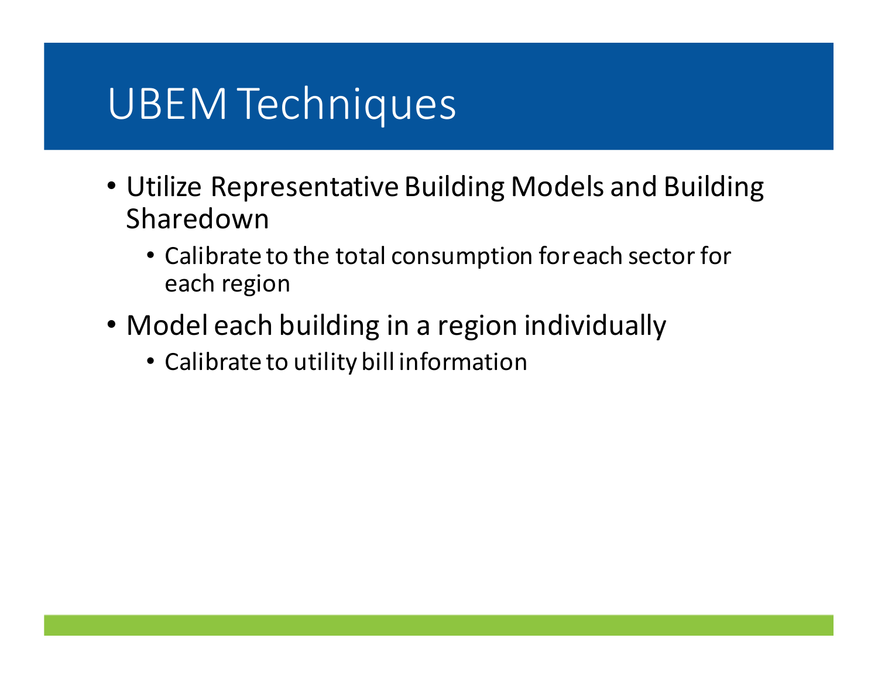# UBEM Techniques

- Utilize Representative Building Models and Building Sharedown
  - Calibrate to the total consumption for each sector for each region
- Model each building in a region individually
  - Calibrate to utility bill information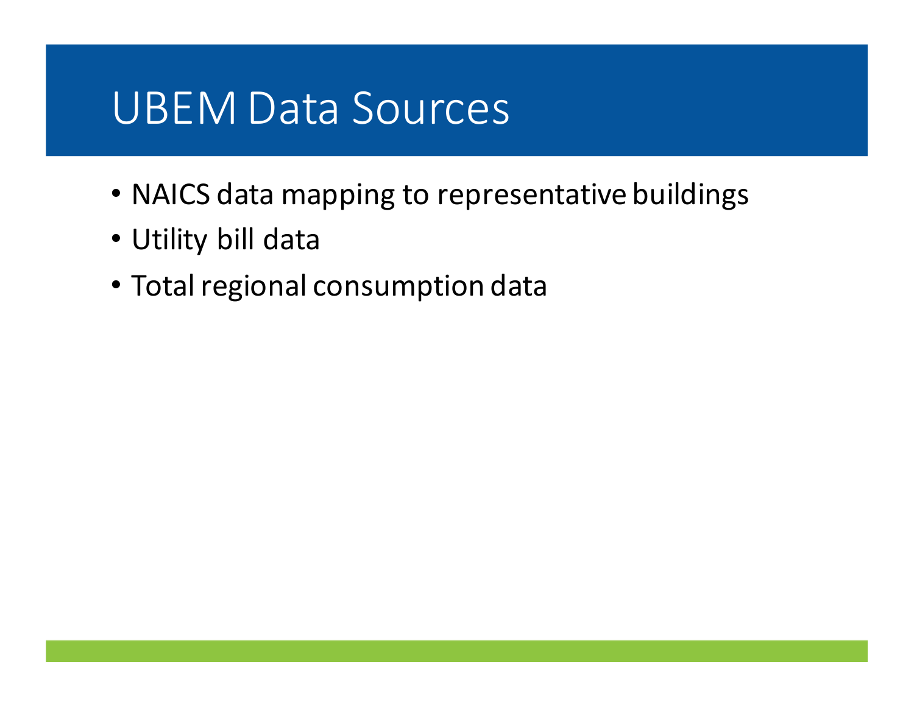# UBEM Data Sources

- NAICS data mapping to representative buildings
- Utility bill data
- Total regional consumption data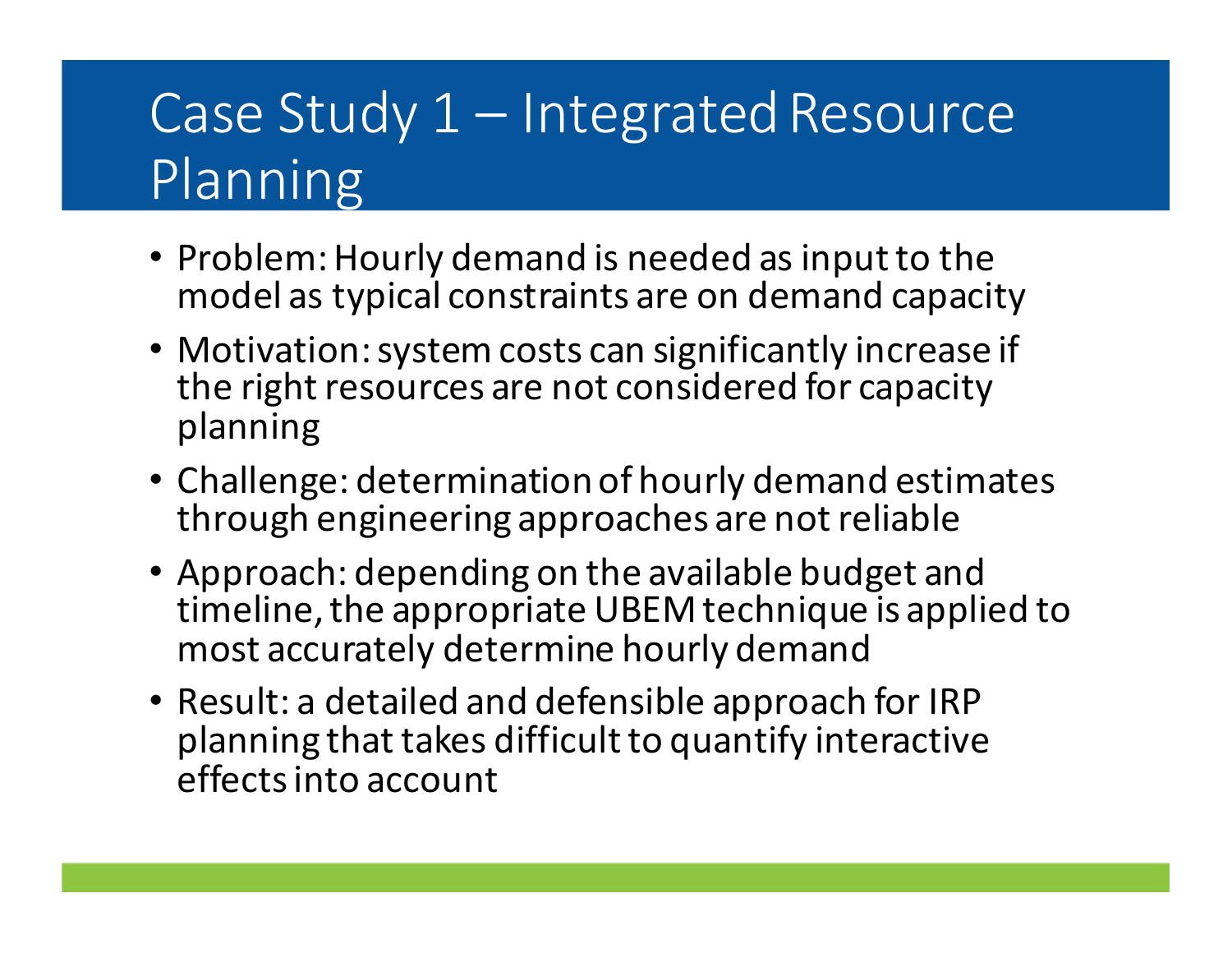# Case Study 1 – Integrated Resource Planning

- Problem: Hourly demand is needed as input to the model as typical constraints are on demand capacity
- Motivation: system costs can significantly increase if the right resources are not considered for capacity planning
- Challenge: determination of hourly demand estimates through engineering approaches are not reliable
- Approach: depending on the available budget and timeline, the appropriate UBEM technique is applied to most accurately determine hourly demand
- Result: a detailed and defensible approach for IRP planning that takes difficult to quantify interactive effects into account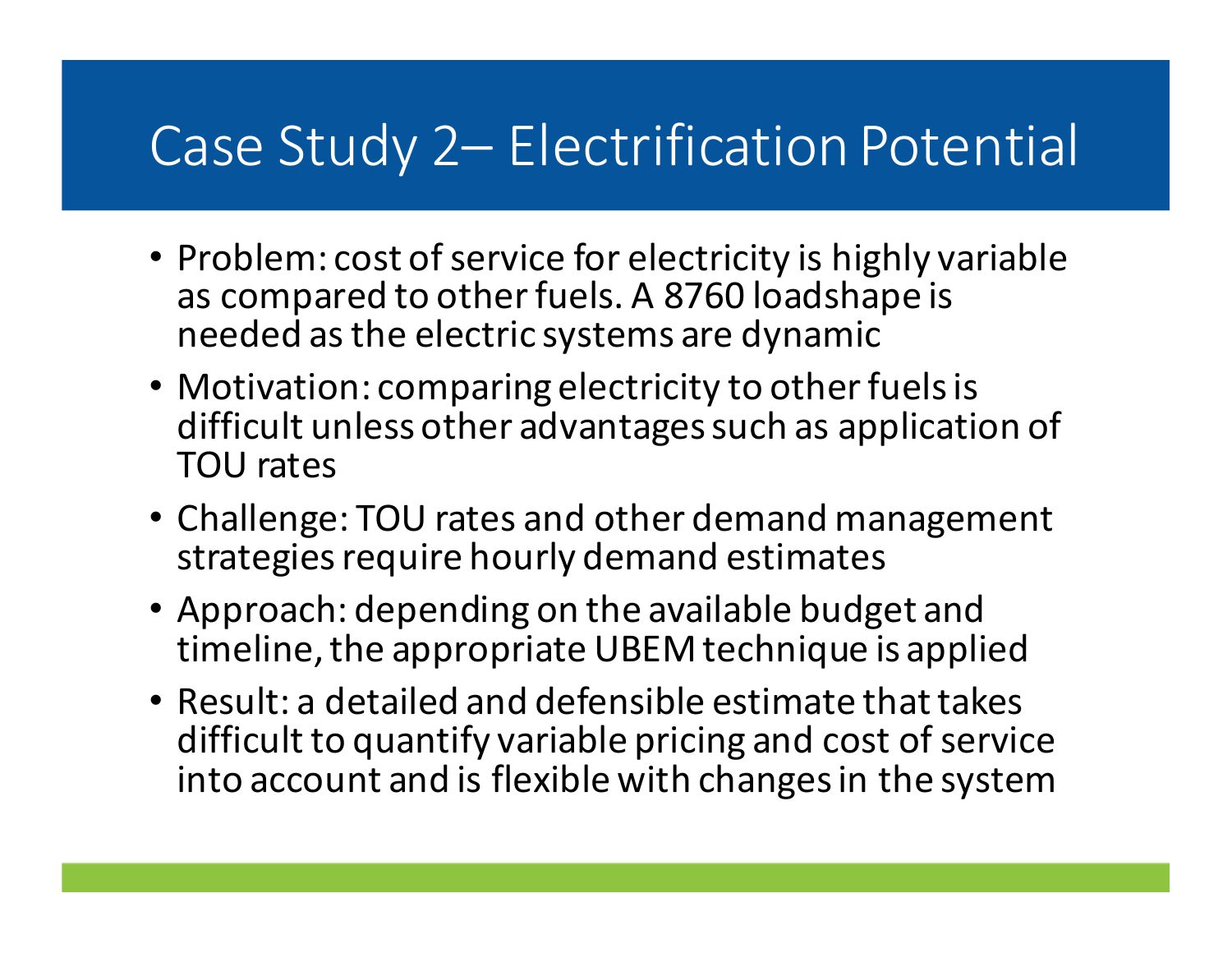# Case Study 2– Electrification Potential

- Problem: cost of service for electricity is highly variable as compared to other fuels. A 8760 loadshape is needed as the electric systems are dynamic
- Motivation: comparing electricity to other fuels is difficult unless other advantages such as application of TOU rates
- Challenge: TOU rates and other demand management strategies require hourly demand estimates
- Approach: depending on the available budget and timeline, the appropriate UBEM technique is applied
- Result: a detailed and defensible estimate that takes difficult to quantify variable pricing and cost of service into account and is flexible with changes in the system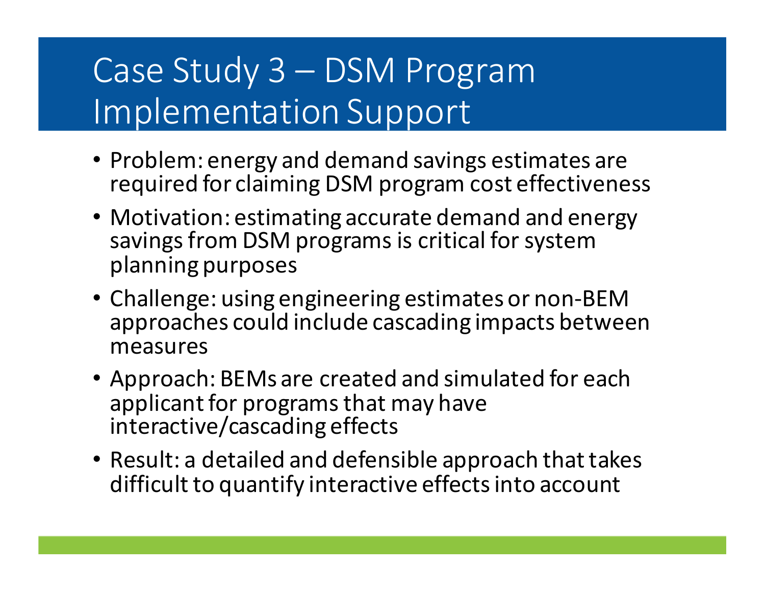# Case Study 3 – DSM Program Implementation Support

- Problem: energy and demand savings estimates are required for claiming DSM program cost effectiveness
- Motivation: estimating accurate demand and energy savings from DSM programs is critical for system planning purposes
- Challenge: using engineering estimates or non-BEM approaches could include cascading impacts between measures
- Approach: BEMs are created and simulated for each applicant for programs that may have interactive/cascading effects
- Result: a detailed and defensible approach that takes difficult to quantify interactive effects into account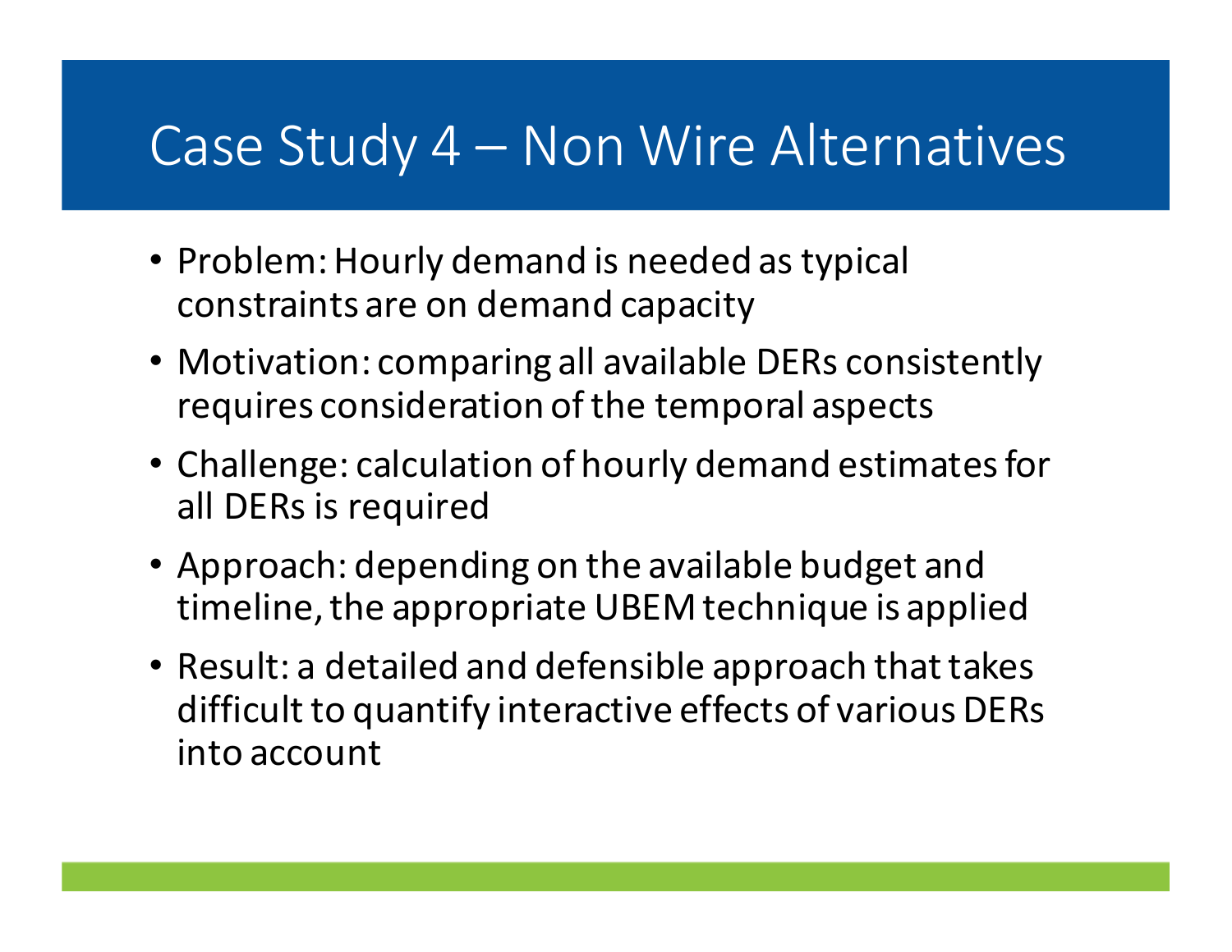# Case Study 4 – Non Wire Alternatives

- Problem: Hourly demand is needed as typical constraints are on demand capacity
- Motivation: comparing all available DERs consistently requires consideration of the temporal aspects
- Challenge: calculation of hourly demand estimates for all DERs is required
- Approach: depending on the available budget and timeline, the appropriate UBEM technique is applied
- Result: a detailed and defensible approach that takes difficult to quantify interactive effects of various DERs into account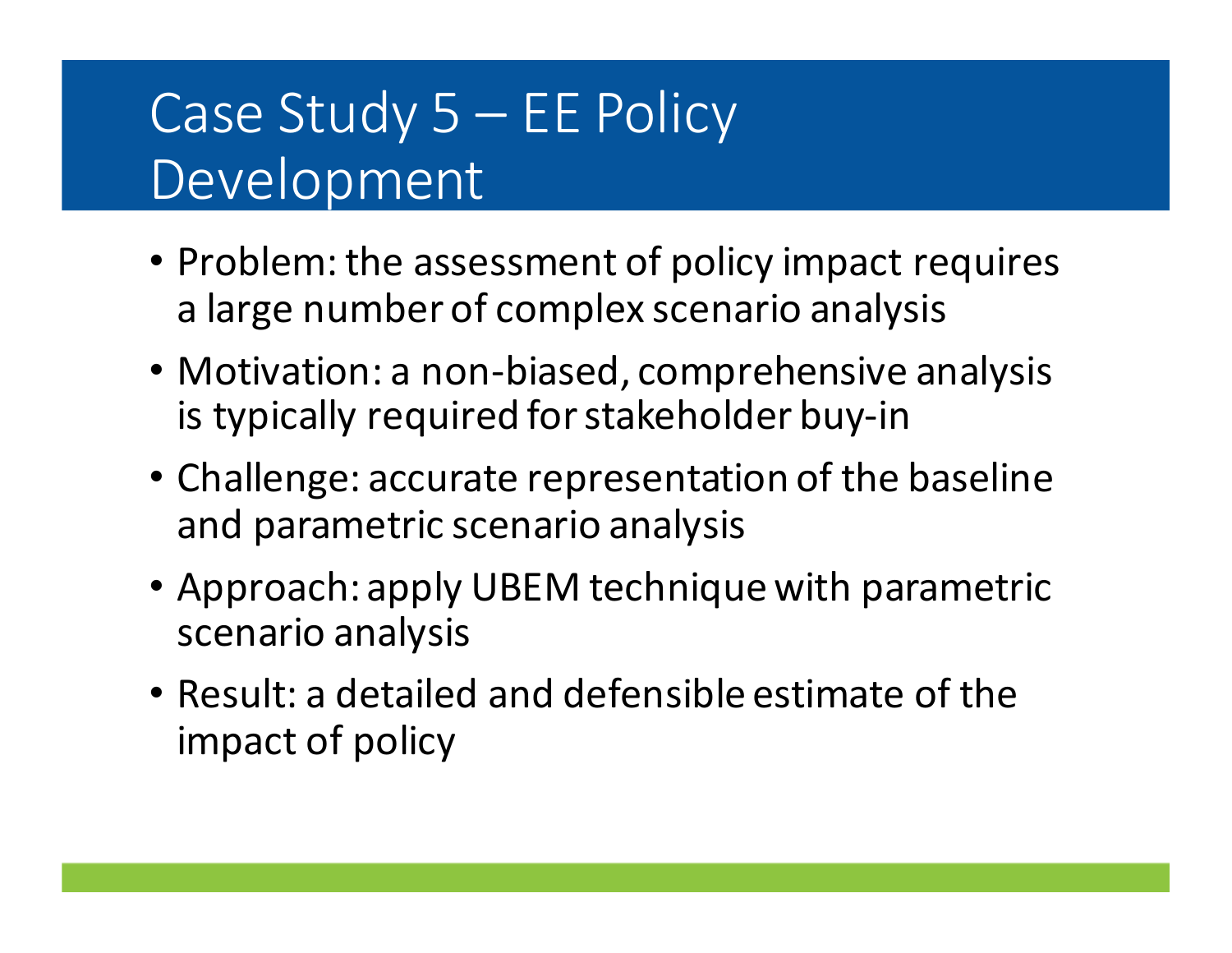# Case Study 5 – EE Policy Development

- Problem: the assessment of policy impact requires a large number of complex scenario analysis
- Motivation: a non-biased, comprehensive analysis is typically required for stakeholder buy-in
- Challenge: accurate representation of the baseline and parametric scenario analysis
- Approach: apply UBEM technique with parametric scenario analysis
- Result: a detailed and defensible estimate of the impact of policy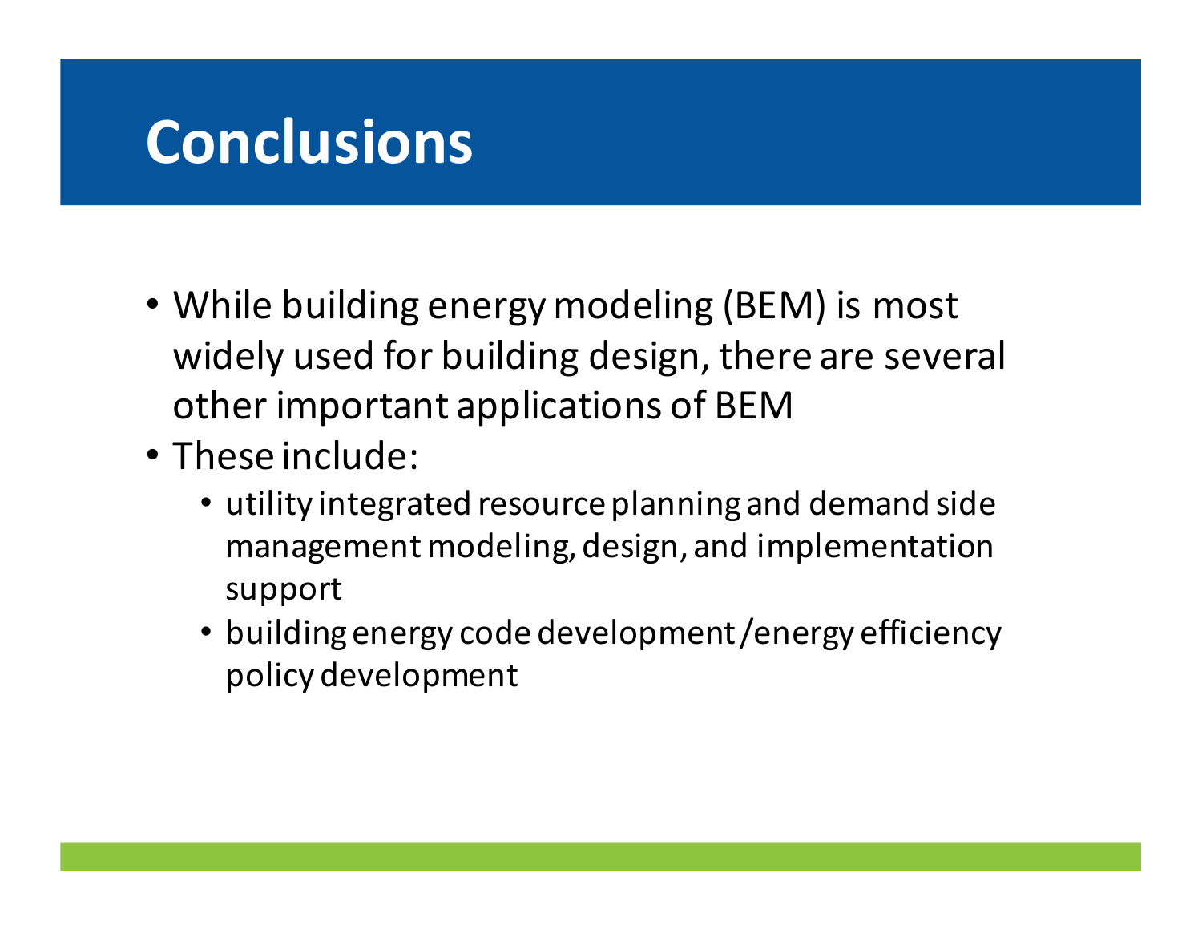# Conclusions

- While building energy modeling (BEM) is most widely used for building design, there are several other important applications of BEM
- These include:
  - utility integrated resource planning and demand side management modeling, design, and implementation support
  - building energy code development /energy efficiency policy development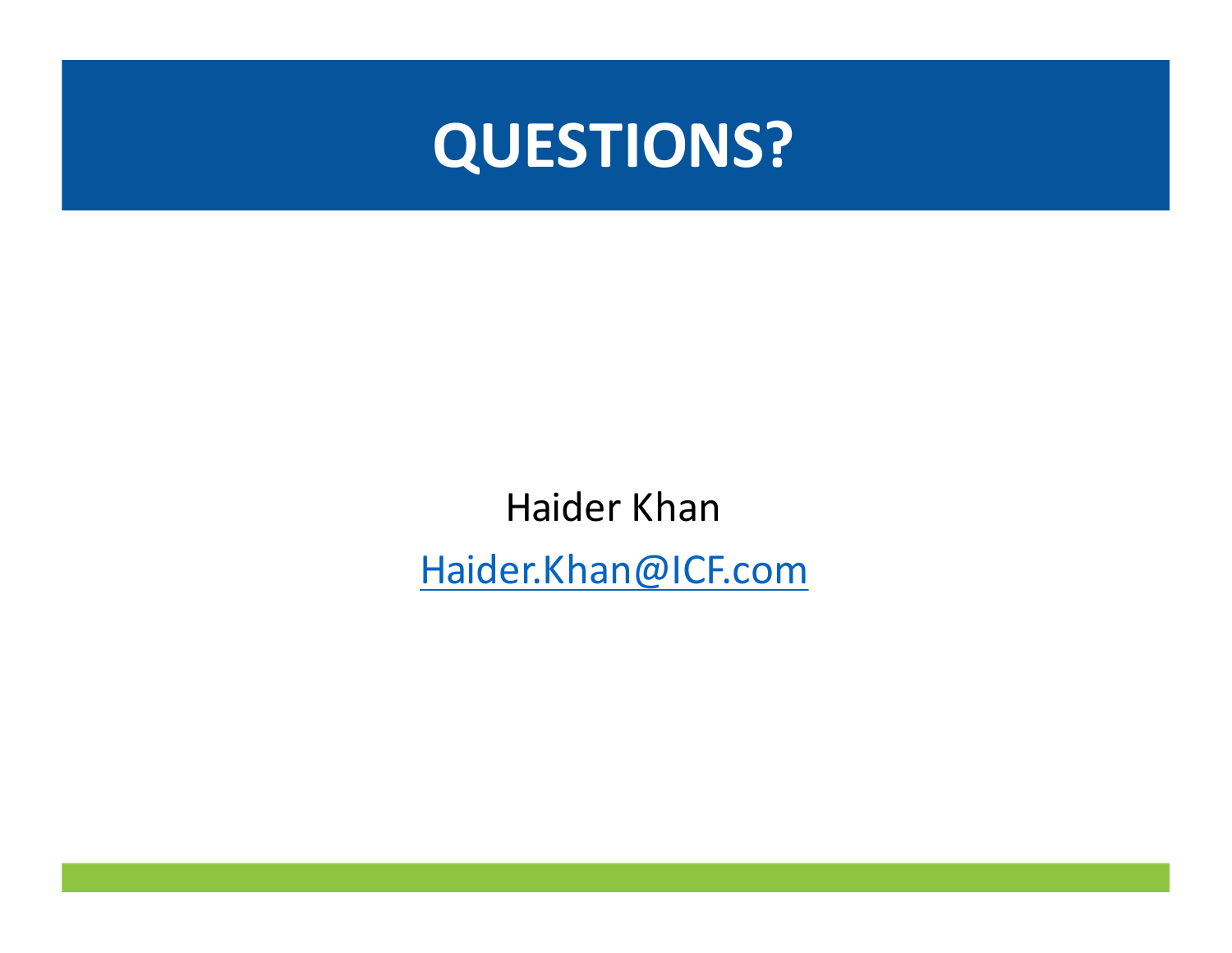# QUESTIONS?

Haider Khan

Haider.Khan@ICF.com